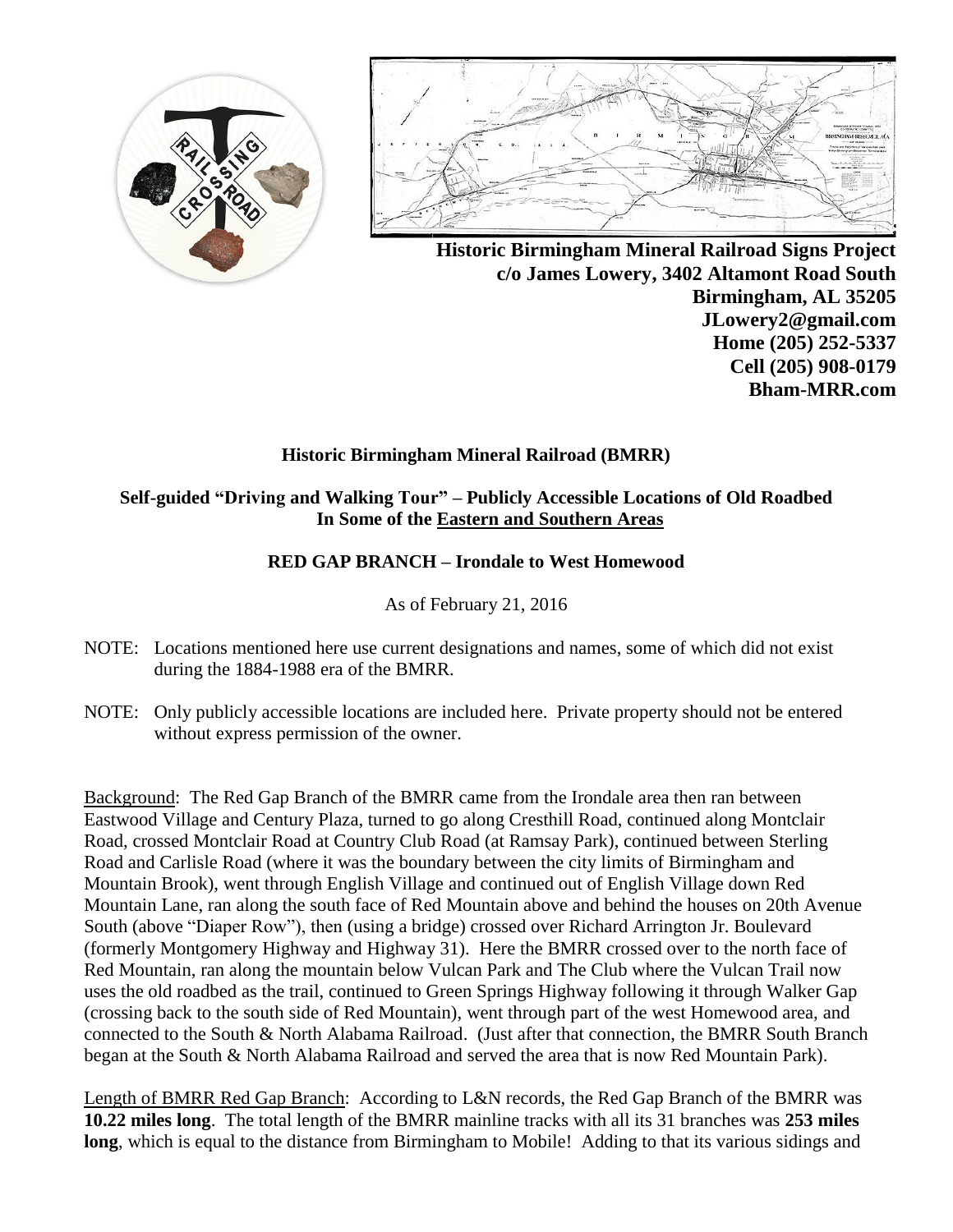**Historic Birmingham Mineral Railroad Signs Project**
**c/o James Lowery, 3402 Altamont Road South**
**Birmingham, AL 35205**
**JLowery2@gmail.com**
**Home (205) 252-5337**
**Cell (205) 908-0179**
**Bham-MRR.com**

## Historic Birmingham Mineral Railroad (BMRR)

### Self-guided "Driving and Walking Tour" – Publicly Accessible Locations of Old Roadbed In Some of the Eastern and Southern Areas

### RED GAP BRANCH – Irondale to West Homewood

As of February 21, 2016

NOTE: Locations mentioned here use current designations and names, some of which did not exist during the 1884-1988 era of the BMRR.

NOTE: Only publicly accessible locations are included here. Private property should not be entered without express permission of the owner.

Background: The Red Gap Branch of the BMRR came from the Irondale area then ran between Eastwood Village and Century Plaza, turned to go along Cresthill Road, continued along Montclair Road, crossed Montclair Road at Country Club Road (at Ramsay Park), continued between Sterling Road and Carlisle Road (where it was the boundary between the city limits of Birmingham and Mountain Brook), went through English Village and continued out of English Village down Red Mountain Lane, ran along the south face of Red Mountain above and behind the houses on 20th Avenue South (above "Diaper Row"), then (using a bridge) crossed over Richard Arrington Jr. Boulevard (formerly Montgomery Highway and Highway 31). Here the BMRR crossed over to the north face of Red Mountain, ran along the mountain below Vulcan Park and The Club where the Vulcan Trail now uses the old roadbed as the trail, continued to Green Springs Highway following it through Walker Gap (crossing back to the south side of Red Mountain), went through part of the west Homewood area, and connected to the South & North Alabama Railroad. (Just after that connection, the BMRR South Branch began at the South & North Alabama Railroad and served the area that is now Red Mountain Park).

Length of BMRR Red Gap Branch: According to L&N records, the Red Gap Branch of the BMRR was **10.22 miles long**. The total length of the BMRR mainline tracks with all its 31 branches was **253 miles long**, which is equal to the distance from Birmingham to Mobile! Adding to that its various sidings and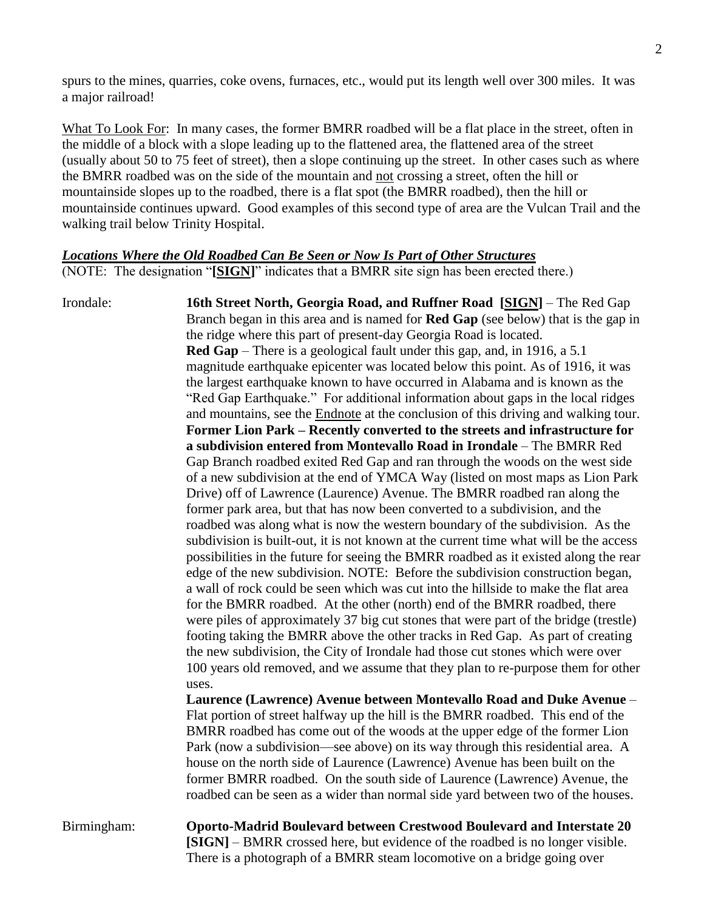spurs to the mines, quarries, coke ovens, furnaces, etc., would put its length well over 300 miles. It was a major railroad!

<u>What To Look For</u>: In many cases, the former BMRR roadbed will be a flat place in the street, often in the middle of a block with a slope leading up to the flattened area, the flattened area of the street (usually about 50 to 75 feet of street), then a slope continuing up the street. In other cases such as where the BMRR roadbed was on the side of the mountain and <u>not</u> crossing a street, often the hill or mountainside slopes up to the roadbed, there is a flat spot (the BMRR roadbed), then the hill or mountainside continues upward. Good examples of this second type of area are the Vulcan Trail and the walking trail below Trinity Hospital.

***<u>Locations Where the Old Roadbed Can Be Seen or Now Is Part of Other Structures</u>***

(NOTE: The designation "**[<u>SIGN</u>]**" indicates that a BMRR site sign has been erected there.)

Irondale:

**16th Street North, Georgia Road, and Ruffner Road [<u>SIGN</u>]** – The Red Gap Branch began in this area and is named for **Red Gap** (see below) that is the gap in the ridge where this part of present-day Georgia Road is located.

**Red Gap** – There is a geological fault under this gap, and, in 1916, a 5.1 magnitude earthquake epicenter was located below this point. As of 1916, it was the largest earthquake known to have occurred in Alabama and is known as the "Red Gap Earthquake." For additional information about gaps in the local ridges and mountains, see the <u>Endnote</u> at the conclusion of this driving and walking tour.

**Former Lion Park – Recently converted to the streets and infrastructure for a subdivision entered from Montevallo Road in Irondale** – The BMRR Red Gap Branch roadbed exited Red Gap and ran through the woods on the west side of a new subdivision at the end of YMCA Way (listed on most maps as Lion Park Drive) off of Lawrence (Laurence) Avenue. The BMRR roadbed ran along the former park area, but that has now been converted to a subdivision, and the roadbed was along what is now the western boundary of the subdivision. As the subdivision is built-out, it is not known at the current time what will be the access possibilities in the future for seeing the BMRR roadbed as it existed along the rear edge of the new subdivision. NOTE: Before the subdivision construction began, a wall of rock could be seen which was cut into the hillside to make the flat area for the BMRR roadbed. At the other (north) end of the BMRR roadbed, there were piles of approximately 37 big cut stones that were part of the bridge (trestle) footing taking the BMRR above the other tracks in Red Gap. As part of creating the new subdivision, the City of Irondale had those cut stones which were over 100 years old removed, and we assume that they plan to re-purpose them for other uses.

**Laurence (Lawrence) Avenue between Montevallo Road and Duke Avenue** – Flat portion of street halfway up the hill is the BMRR roadbed. This end of the BMRR roadbed has come out of the woods at the upper edge of the former Lion Park (now a subdivision—see above) on its way through this residential area. A house on the north side of Laurence (Lawrence) Avenue has been built on the former BMRR roadbed. On the south side of Laurence (Lawrence) Avenue, the roadbed can be seen as a wider than normal side yard between two of the houses.

Birmingham:

**Oporto-Madrid Boulevard between Crestwood Boulevard and Interstate 20 [SIGN]** – BMRR crossed here, but evidence of the roadbed is no longer visible. There is a photograph of a BMRR steam locomotive on a bridge going over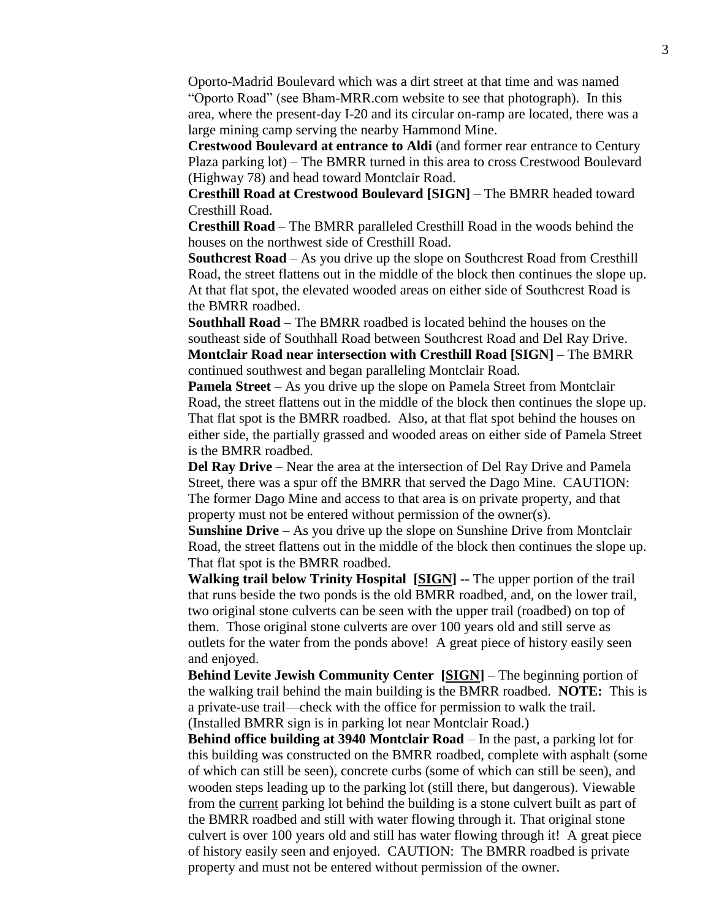Oporto-Madrid Boulevard which was a dirt street at that time and was named "Oporto Road" (see Bham-MRR.com website to see that photograph). In this area, where the present-day I-20 and its circular on-ramp are located, there was a large mining camp serving the nearby Hammond Mine.

**Crestwood Boulevard at entrance to Aldi** (and former rear entrance to Century Plaza parking lot) – The BMRR turned in this area to cross Crestwood Boulevard (Highway 78) and head toward Montclair Road.

**Cresthill Road at Crestwood Boulevard [SIGN]** – The BMRR headed toward Cresthill Road.

**Cresthill Road** – The BMRR paralleled Cresthill Road in the woods behind the houses on the northwest side of Cresthill Road.

**Southcrest Road** – As you drive up the slope on Southcrest Road from Cresthill Road, the street flattens out in the middle of the block then continues the slope up. At that flat spot, the elevated wooded areas on either side of Southcrest Road is the BMRR roadbed.

**Southhall Road** – The BMRR roadbed is located behind the houses on the southeast side of Southhall Road between Southcrest Road and Del Ray Drive.

**Montclair Road near intersection with Cresthill Road [SIGN]** – The BMRR continued southwest and began paralleling Montclair Road.

**Pamela Street** – As you drive up the slope on Pamela Street from Montclair Road, the street flattens out in the middle of the block then continues the slope up. That flat spot is the BMRR roadbed. Also, at that flat spot behind the houses on either side, the partially grassed and wooded areas on either side of Pamela Street is the BMRR roadbed.

**Del Ray Drive** – Near the area at the intersection of Del Ray Drive and Pamela Street, there was a spur off the BMRR that served the Dago Mine. CAUTION: The former Dago Mine and access to that area is on private property, and that property must not be entered without permission of the owner(s).

**Sunshine Drive** – As you drive up the slope on Sunshine Drive from Montclair Road, the street flattens out in the middle of the block then continues the slope up. That flat spot is the BMRR roadbed.

**Walking trail below Trinity Hospital [SIGN] --** The upper portion of the trail that runs beside the two ponds is the old BMRR roadbed, and, on the lower trail, two original stone culverts can be seen with the upper trail (roadbed) on top of them. Those original stone culverts are over 100 years old and still serve as outlets for the water from the ponds above! A great piece of history easily seen and enjoyed.

**Behind Levite Jewish Community Center [SIGN]** – The beginning portion of the walking trail behind the main building is the BMRR roadbed. **NOTE:** This is a private-use trail—check with the office for permission to walk the trail. (Installed BMRR sign is in parking lot near Montclair Road.)

**Behind office building at 3940 Montclair Road** – In the past, a parking lot for this building was constructed on the BMRR roadbed, complete with asphalt (some of which can still be seen), concrete curbs (some of which can still be seen), and wooden steps leading up to the parking lot (still there, but dangerous). Viewable from the current parking lot behind the building is a stone culvert built as part of the BMRR roadbed and still with water flowing through it. That original stone culvert is over 100 years old and still has water flowing through it! A great piece of history easily seen and enjoyed. CAUTION: The BMRR roadbed is private property and must not be entered without permission of the owner.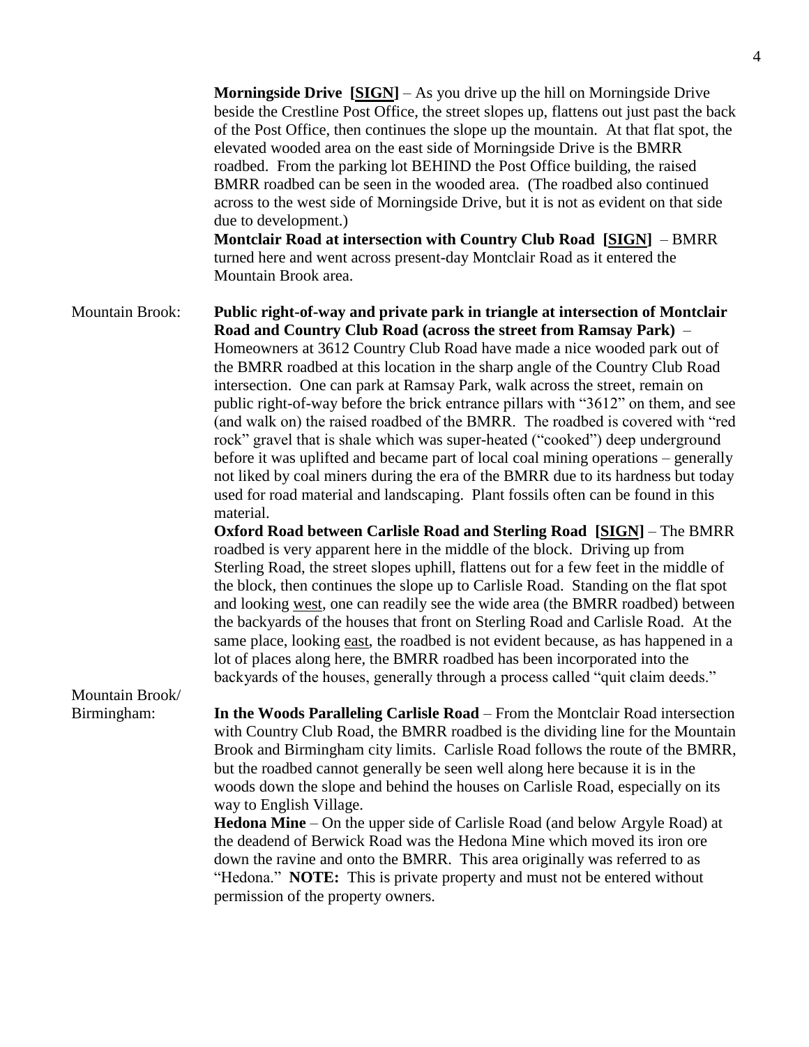**Morningside Drive [SIGN]** – As you drive up the hill on Morningside Drive beside the Crestline Post Office, the street slopes up, flattens out just past the back of the Post Office, then continues the slope up the mountain. At that flat spot, the elevated wooded area on the east side of Morningside Drive is the BMRR roadbed. From the parking lot BEHIND the Post Office building, the raised BMRR roadbed can be seen in the wooded area. (The roadbed also continued across to the west side of Morningside Drive, but it is not as evident on that side due to development.)

**Montclair Road at intersection with Country Club Road [SIGN]** – BMRR turned here and went across present-day Montclair Road as it entered the Mountain Brook area.

Mountain Brook:

**Public right-of-way and private park in triangle at intersection of Montclair Road and Country Club Road (across the street from Ramsay Park)** – Homeowners at 3612 Country Club Road have made a nice wooded park out of the BMRR roadbed at this location in the sharp angle of the Country Club Road intersection. One can park at Ramsay Park, walk across the street, remain on public right-of-way before the brick entrance pillars with "3612" on them, and see (and walk on) the raised roadbed of the BMRR. The roadbed is covered with "red rock" gravel that is shale which was super-heated ("cooked") deep underground before it was uplifted and became part of local coal mining operations – generally not liked by coal miners during the era of the BMRR due to its hardness but today used for road material and landscaping. Plant fossils often can be found in this material.

**Oxford Road between Carlisle Road and Sterling Road [SIGN]** – The BMRR roadbed is very apparent here in the middle of the block. Driving up from Sterling Road, the street slopes uphill, flattens out for a few feet in the middle of the block, then continues the slope up to Carlisle Road. Standing on the flat spot and looking west, one can readily see the wide area (the BMRR roadbed) between the backyards of the houses that front on Sterling Road and Carlisle Road. At the same place, looking east, the roadbed is not evident because, as has happened in a lot of places along here, the BMRR roadbed has been incorporated into the backyards of the houses, generally through a process called "quit claim deeds."

Mountain Brook/ Birmingham:

**In the Woods Paralleling Carlisle Road** – From the Montclair Road intersection with Country Club Road, the BMRR roadbed is the dividing line for the Mountain Brook and Birmingham city limits. Carlisle Road follows the route of the BMRR, but the roadbed cannot generally be seen well along here because it is in the woods down the slope and behind the houses on Carlisle Road, especially on its way to English Village.

**Hedona Mine** – On the upper side of Carlisle Road (and below Argyle Road) at the deadend of Berwick Road was the Hedona Mine which moved its iron ore down the ravine and onto the BMRR. This area originally was referred to as "Hedona." **NOTE:** This is private property and must not be entered without permission of the property owners.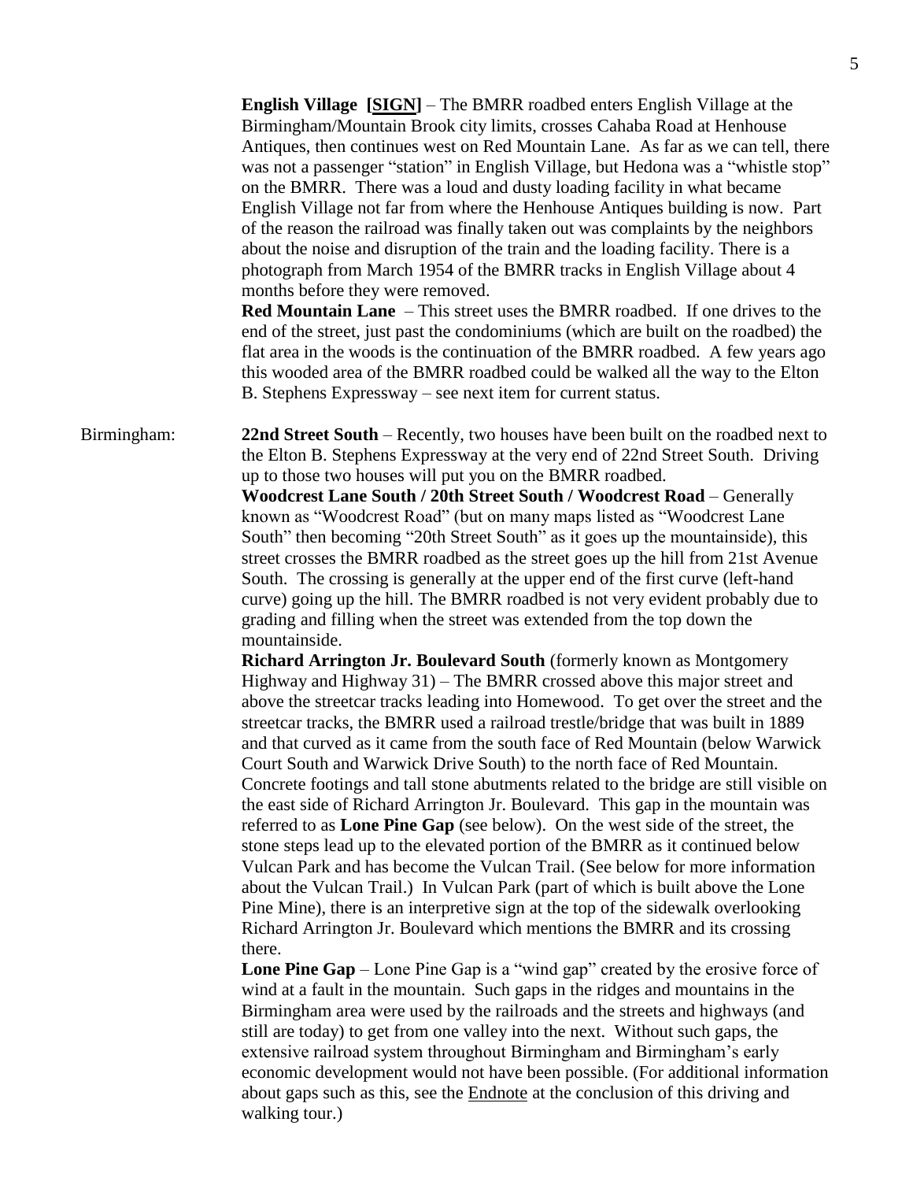**English Village [SIGN]** – The BMRR roadbed enters English Village at the Birmingham/Mountain Brook city limits, crosses Cahaba Road at Henhouse Antiques, then continues west on Red Mountain Lane. As far as we can tell, there was not a passenger "station" in English Village, but Hedona was a "whistle stop" on the BMRR. There was a loud and dusty loading facility in what became English Village not far from where the Henhouse Antiques building is now. Part of the reason the railroad was finally taken out was complaints by the neighbors about the noise and disruption of the train and the loading facility. There is a photograph from March 1954 of the BMRR tracks in English Village about 4 months before they were removed.

**Red Mountain Lane** – This street uses the BMRR roadbed. If one drives to the end of the street, just past the condominiums (which are built on the roadbed) the flat area in the woods is the continuation of the BMRR roadbed. A few years ago this wooded area of the BMRR roadbed could be walked all the way to the Elton B. Stephens Expressway – see next item for current status.

Birmingham:

**22nd Street South** – Recently, two houses have been built on the roadbed next to the Elton B. Stephens Expressway at the very end of 22nd Street South. Driving up to those two houses will put you on the BMRR roadbed.

**Woodcrest Lane South / 20th Street South / Woodcrest Road** – Generally known as "Woodcrest Road" (but on many maps listed as "Woodcrest Lane South" then becoming "20th Street South" as it goes up the mountainside), this street crosses the BMRR roadbed as the street goes up the hill from 21st Avenue South. The crossing is generally at the upper end of the first curve (left-hand curve) going up the hill. The BMRR roadbed is not very evident probably due to grading and filling when the street was extended from the top down the mountainside.

**Richard Arrington Jr. Boulevard South** (formerly known as Montgomery Highway and Highway 31) – The BMRR crossed above this major street and above the streetcar tracks leading into Homewood. To get over the street and the streetcar tracks, the BMRR used a railroad trestle/bridge that was built in 1889 and that curved as it came from the south face of Red Mountain (below Warwick Court South and Warwick Drive South) to the north face of Red Mountain. Concrete footings and tall stone abutments related to the bridge are still visible on the east side of Richard Arrington Jr. Boulevard. This gap in the mountain was referred to as **Lone Pine Gap** (see below). On the west side of the street, the stone steps lead up to the elevated portion of the BMRR as it continued below Vulcan Park and has become the Vulcan Trail. (See below for more information about the Vulcan Trail.) In Vulcan Park (part of which is built above the Lone Pine Mine), there is an interpretive sign at the top of the sidewalk overlooking Richard Arrington Jr. Boulevard which mentions the BMRR and its crossing there.

**Lone Pine Gap** – Lone Pine Gap is a "wind gap" created by the erosive force of wind at a fault in the mountain. Such gaps in the ridges and mountains in the Birmingham area were used by the railroads and the streets and highways (and still are today) to get from one valley into the next. Without such gaps, the extensive railroad system throughout Birmingham and Birmingham's early economic development would not have been possible. (For additional information about gaps such as this, see the Endnote at the conclusion of this driving and walking tour.)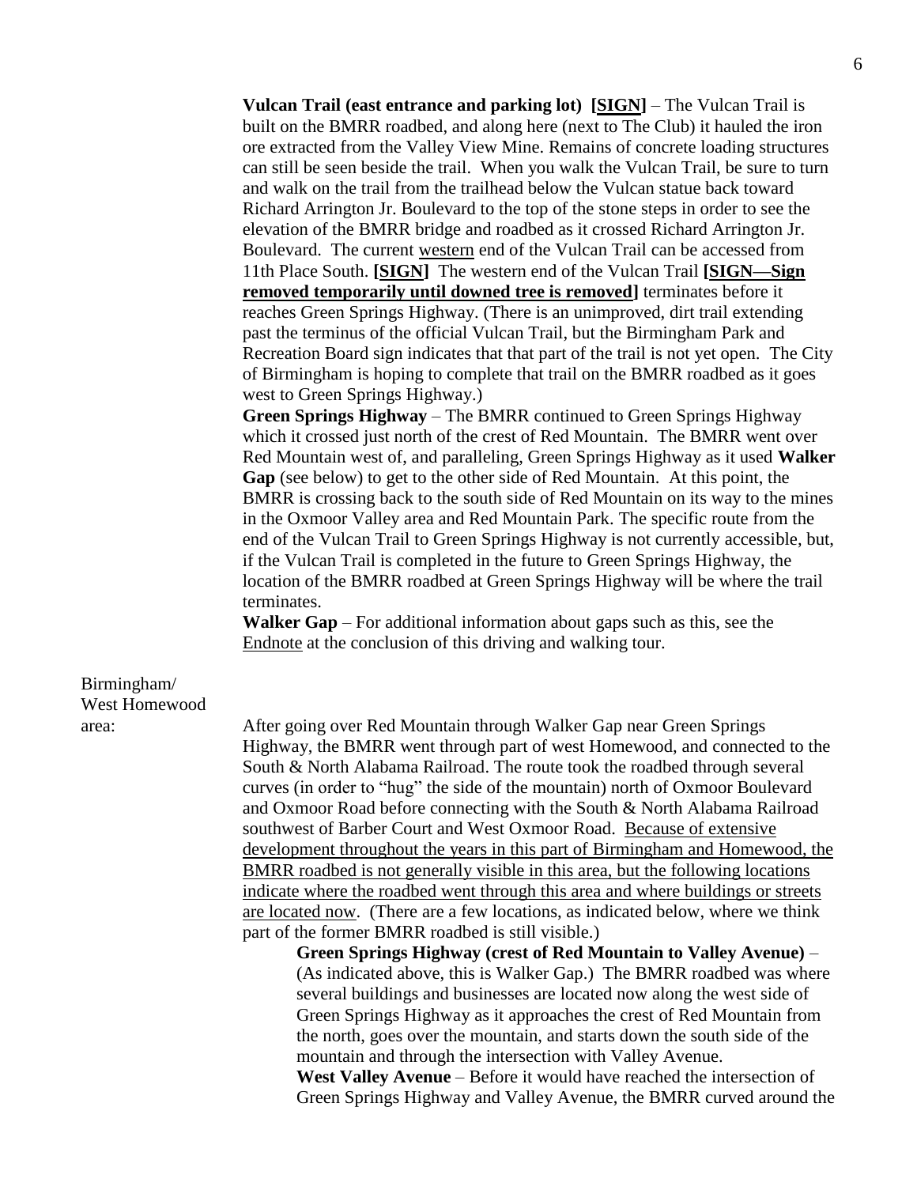**Vulcan Trail (east entrance and parking lot) <u>[SIGN]</u>** – The Vulcan Trail is built on the BMRR roadbed, and along here (next to The Club) it hauled the iron ore extracted from the Valley View Mine. Remains of concrete loading structures can still be seen beside the trail. When you walk the Vulcan Trail, be sure to turn and walk on the trail from the trailhead below the Vulcan statue back toward Richard Arrington Jr. Boulevard to the top of the stone steps in order to see the elevation of the BMRR bridge and roadbed as it crossed Richard Arrington Jr. Boulevard. The current <u>western</u> end of the Vulcan Trail can be accessed from 11th Place South. **<u>[SIGN]</u>** The western end of the Vulcan Trail **<u>[SIGN—Sign removed temporarily until downed tree is removed]</u>** terminates before it reaches Green Springs Highway. (There is an unimproved, dirt trail extending past the terminus of the official Vulcan Trail, but the Birmingham Park and Recreation Board sign indicates that that part of the trail is not yet open. The City of Birmingham is hoping to complete that trail on the BMRR roadbed as it goes west to Green Springs Highway.)

**Green Springs Highway** – The BMRR continued to Green Springs Highway which it crossed just north of the crest of Red Mountain. The BMRR went over Red Mountain west of, and paralleling, Green Springs Highway as it used **Walker Gap** (see below) to get to the other side of Red Mountain. At this point, the BMRR is crossing back to the south side of Red Mountain on its way to the mines in the Oxmoor Valley area and Red Mountain Park. The specific route from the end of the Vulcan Trail to Green Springs Highway is not currently accessible, but, if the Vulcan Trail is completed in the future to Green Springs Highway, the location of the BMRR roadbed at Green Springs Highway will be where the trail terminates.

**Walker Gap** – For additional information about gaps such as this, see the <u>Endnote</u> at the conclusion of this driving and walking tour.

Birmingham/ West Homewood area:

After going over Red Mountain through Walker Gap near Green Springs Highway, the BMRR went through part of west Homewood, and connected to the South & North Alabama Railroad. The route took the roadbed through several curves (in order to "hug" the side of the mountain) north of Oxmoor Boulevard and Oxmoor Road before connecting with the South & North Alabama Railroad southwest of Barber Court and West Oxmoor Road. <u>Because of extensive development throughout the years in this part of Birmingham and Homewood, the BMRR roadbed is not generally visible in this area, but the following locations indicate where the roadbed went through this area and where buildings or streets are located now</u>. (There are a few locations, as indicated below, where we think part of the former BMRR roadbed is still visible.)

**Green Springs Highway (crest of Red Mountain to Valley Avenue)** – (As indicated above, this is Walker Gap.) The BMRR roadbed was where several buildings and businesses are located now along the west side of Green Springs Highway as it approaches the crest of Red Mountain from the north, goes over the mountain, and starts down the south side of the mountain and through the intersection with Valley Avenue.

**West Valley Avenue** – Before it would have reached the intersection of Green Springs Highway and Valley Avenue, the BMRR curved around the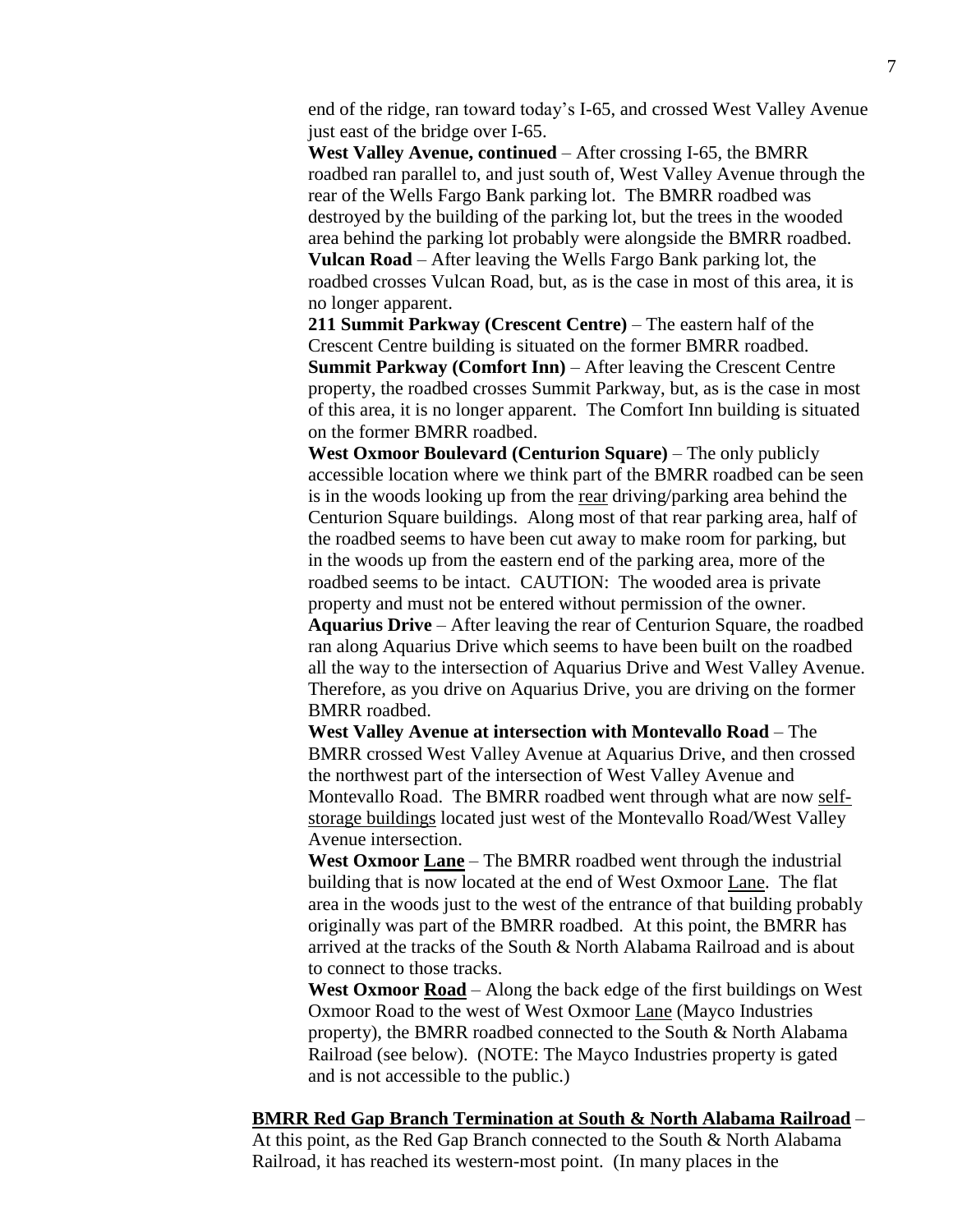end of the ridge, ran toward today's I-65, and crossed West Valley Avenue just east of the bridge over I-65.

**West Valley Avenue, continued** – After crossing I-65, the BMRR roadbed ran parallel to, and just south of, West Valley Avenue through the rear of the Wells Fargo Bank parking lot. The BMRR roadbed was destroyed by the building of the parking lot, but the trees in the wooded area behind the parking lot probably were alongside the BMRR roadbed.

**Vulcan Road** – After leaving the Wells Fargo Bank parking lot, the roadbed crosses Vulcan Road, but, as is the case in most of this area, it is no longer apparent.

**211 Summit Parkway (Crescent Centre)** – The eastern half of the Crescent Centre building is situated on the former BMRR roadbed.

**Summit Parkway (Comfort Inn)** – After leaving the Crescent Centre property, the roadbed crosses Summit Parkway, but, as is the case in most of this area, it is no longer apparent. The Comfort Inn building is situated on the former BMRR roadbed.

**West Oxmoor Boulevard (Centurion Square)** – The only publicly accessible location where we think part of the BMRR roadbed can be seen is in the woods looking up from the <u>rear</u> driving/parking area behind the Centurion Square buildings. Along most of that rear parking area, half of the roadbed seems to have been cut away to make room for parking, but in the woods up from the eastern end of the parking area, more of the roadbed seems to be intact. CAUTION: The wooded area is private property and must not be entered without permission of the owner.

**Aquarius Drive** – After leaving the rear of Centurion Square, the roadbed ran along Aquarius Drive which seems to have been built on the roadbed all the way to the intersection of Aquarius Drive and West Valley Avenue. Therefore, as you drive on Aquarius Drive, you are driving on the former BMRR roadbed.

**West Valley Avenue at intersection with Montevallo Road** – The BMRR crossed West Valley Avenue at Aquarius Drive, and then crossed the northwest part of the intersection of West Valley Avenue and Montevallo Road. The BMRR roadbed went through what are now <u>self-storage buildings</u> located just west of the Montevallo Road/West Valley Avenue intersection.

**West Oxmoor <u>Lane</u>** – The BMRR roadbed went through the industrial building that is now located at the end of West Oxmoor <u>Lane</u>. The flat area in the woods just to the west of the entrance of that building probably originally was part of the BMRR roadbed. At this point, the BMRR has arrived at the tracks of the South & North Alabama Railroad and is about to connect to those tracks.

**West Oxmoor <u>Road</u>** – Along the back edge of the first buildings on West Oxmoor Road to the west of West Oxmoor <u>Lane</u> (Mayco Industries property), the BMRR roadbed connected to the South & North Alabama Railroad (see below). (NOTE: The Mayco Industries property is gated and is not accessible to the public.)

**<u>BMRR Red Gap Branch Termination at South & North Alabama Railroad</u>** – At this point, as the Red Gap Branch connected to the South & North Alabama Railroad, it has reached its western-most point. (In many places in the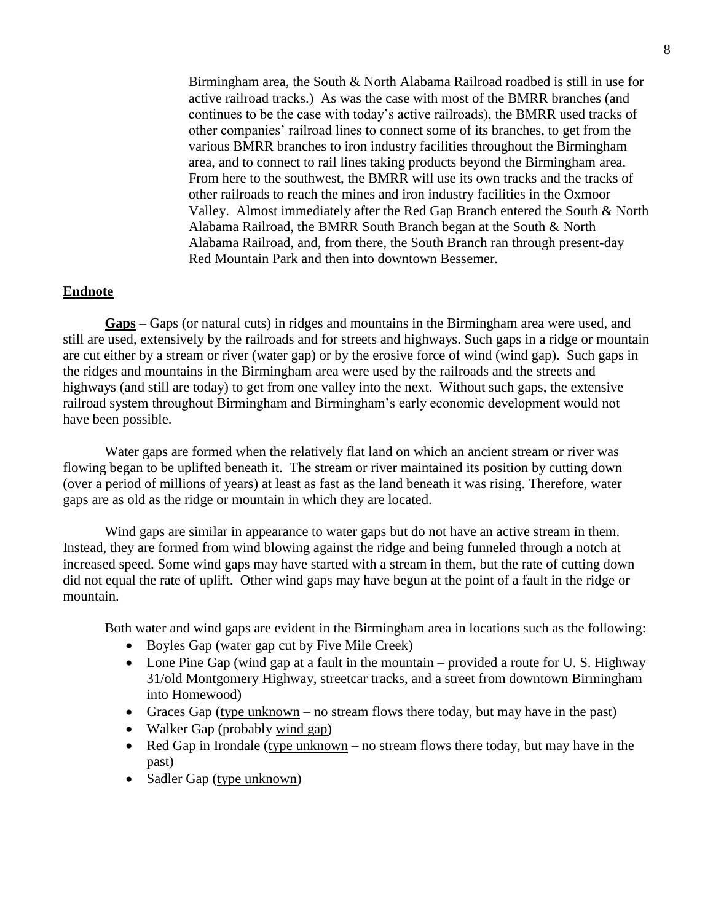Birmingham area, the South & North Alabama Railroad roadbed is still in use for active railroad tracks.) As was the case with most of the BMRR branches (and continues to be the case with today's active railroads), the BMRR used tracks of other companies' railroad lines to connect some of its branches, to get from the various BMRR branches to iron industry facilities throughout the Birmingham area, and to connect to rail lines taking products beyond the Birmingham area. From here to the southwest, the BMRR will use its own tracks and the tracks of other railroads to reach the mines and iron industry facilities in the Oxmoor Valley. Almost immediately after the Red Gap Branch entered the South & North Alabama Railroad, the BMRR South Branch began at the South & North Alabama Railroad, and, from there, the South Branch ran through present-day Red Mountain Park and then into downtown Bessemer.

## Endnote

**Gaps** – Gaps (or natural cuts) in ridges and mountains in the Birmingham area were used, and still are used, extensively by the railroads and for streets and highways. Such gaps in a ridge or mountain are cut either by a stream or river (water gap) or by the erosive force of wind (wind gap). Such gaps in the ridges and mountains in the Birmingham area were used by the railroads and the streets and highways (and still are today) to get from one valley into the next. Without such gaps, the extensive railroad system throughout Birmingham and Birmingham's early economic development would not have been possible.

Water gaps are formed when the relatively flat land on which an ancient stream or river was flowing began to be uplifted beneath it. The stream or river maintained its position by cutting down (over a period of millions of years) at least as fast as the land beneath it was rising. Therefore, water gaps are as old as the ridge or mountain in which they are located.

Wind gaps are similar in appearance to water gaps but do not have an active stream in them. Instead, they are formed from wind blowing against the ridge and being funneled through a notch at increased speed. Some wind gaps may have started with a stream in them, but the rate of cutting down did not equal the rate of uplift. Other wind gaps may have begun at the point of a fault in the ridge or mountain.

Both water and wind gaps are evident in the Birmingham area in locations such as the following:

- Boyles Gap (water gap cut by Five Mile Creek)
- Lone Pine Gap (wind gap at a fault in the mountain – provided a route for U. S. Highway 31/old Montgomery Highway, streetcar tracks, and a street from downtown Birmingham into Homewood)
- Graces Gap (type unknown – no stream flows there today, but may have in the past)
- Walker Gap (probably wind gap)
- Red Gap in Irondale (type unknown – no stream flows there today, but may have in the past)
- Sadler Gap (type unknown)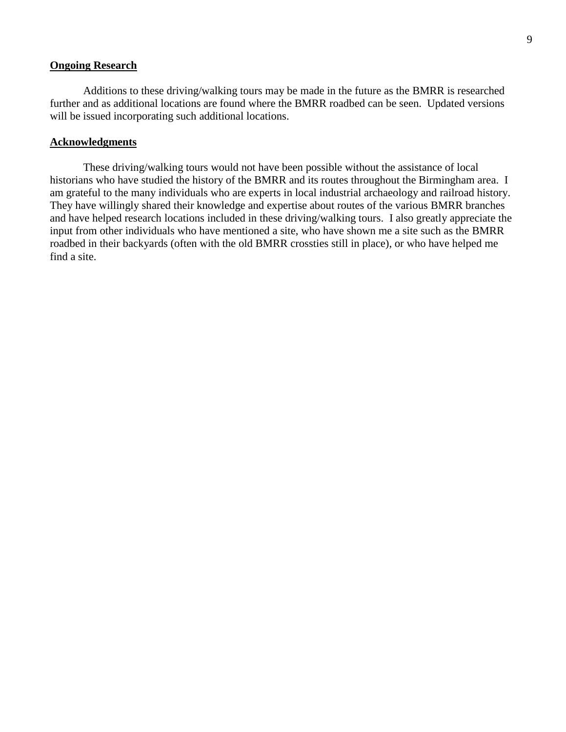## Ongoing Research

Additions to these driving/walking tours may be made in the future as the BMRR is researched further and as additional locations are found where the BMRR roadbed can be seen. Updated versions will be issued incorporating such additional locations.

## Acknowledgments

These driving/walking tours would not have been possible without the assistance of local historians who have studied the history of the BMRR and its routes throughout the Birmingham area. I am grateful to the many individuals who are experts in local industrial archaeology and railroad history. They have willingly shared their knowledge and expertise about routes of the various BMRR branches and have helped research locations included in these driving/walking tours. I also greatly appreciate the input from other individuals who have mentioned a site, who have shown me a site such as the BMRR roadbed in their backyards (often with the old BMRR crossties still in place), or who have helped me find a site.